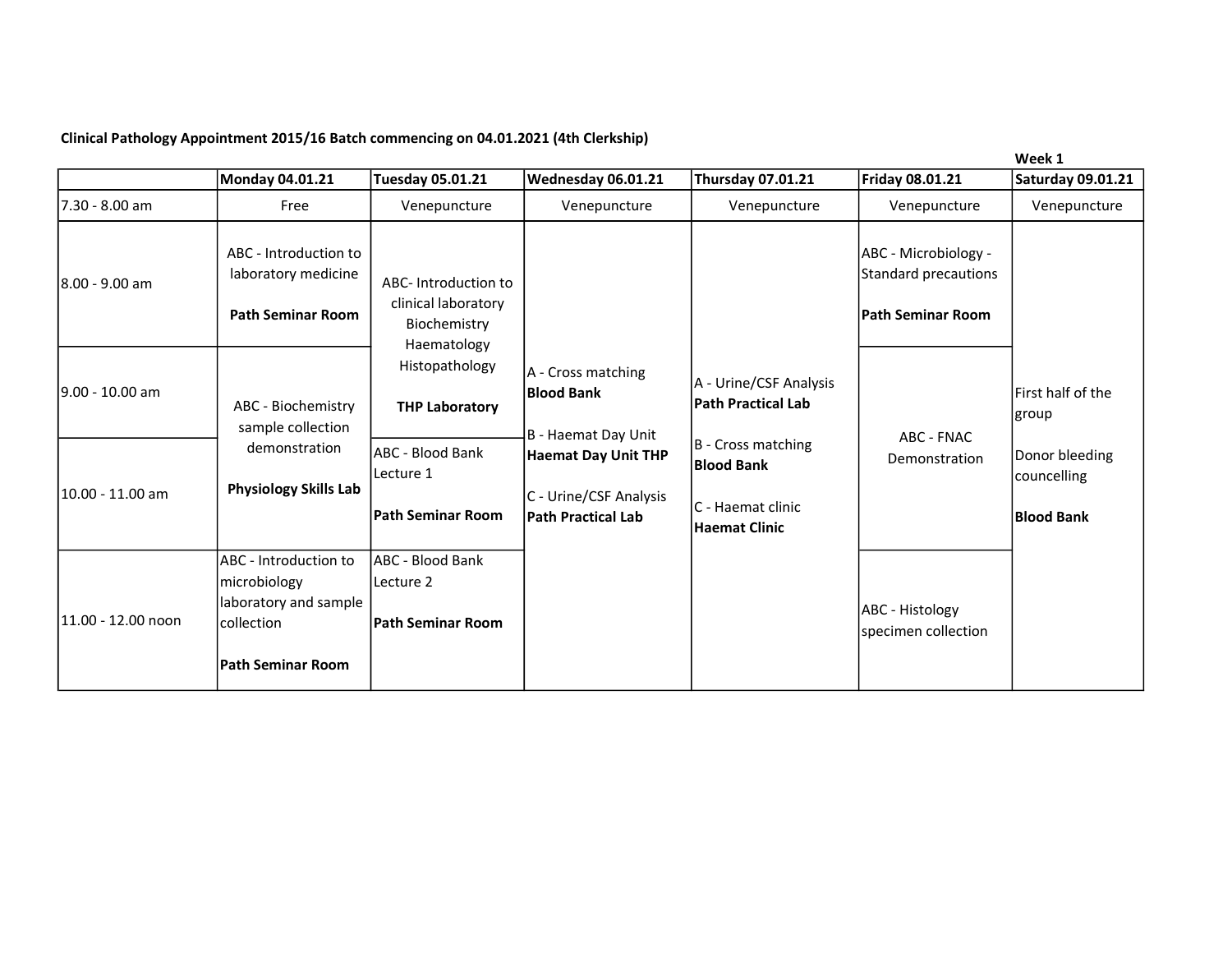**Clinical Pathology Appointment 2015/16 Batch commencing on 04.01.2021 (4th Clerkship)**

**Week 1**

| | Monday 04.01.21 | Tuesday 05.01.21 | Wednesday 06.01.21 | Thursday 07.01.21 | Friday 08.01.21 | Saturday 09.01.21 |
|---|---|---|---|---|---|---|
| 7.30 - 8.00 am | Free | Venepuncture | Venepuncture | Venepuncture | Venepuncture | Venepuncture |
| 8.00 - 9.00 am | ABC - Introduction to laboratory medicine **Path Seminar Room** | ABC- Introduction to clinical laboratory Biochemistry Haematology Histopathology **THP Laboratory** | A - Cross matching **Blood Bank** B - Haemat Day Unit **Haemat Day Unit THP** C - Urine/CSF Analysis **Path Practical Lab** | A - Urine/CSF Analysis **Path Practical Lab** B - Cross matching **Blood Bank** C - Haemat clinic **Haemat Clinic** | ABC - Microbiology - Standard precautions **Path Seminar Room** | First half of the group Donor bleeding councelling **Blood Bank** |
| 9.00 - 10.00 am | ABC - Biochemistry sample collection demonstration **Physiology Skills Lab** | | | | ABC - FNAC Demonstration | |
| 10.00 - 11.00 am | | ABC - Blood Bank Lecture 1 **Path Seminar Room** | | | | |
| 11.00 - 12.00 noon | ABC - Introduction to microbiology laboratory and sample collection **Path Seminar Room** | ABC - Blood Bank Lecture 2 **Path Seminar Room** | | | ABC - Histology specimen collection | |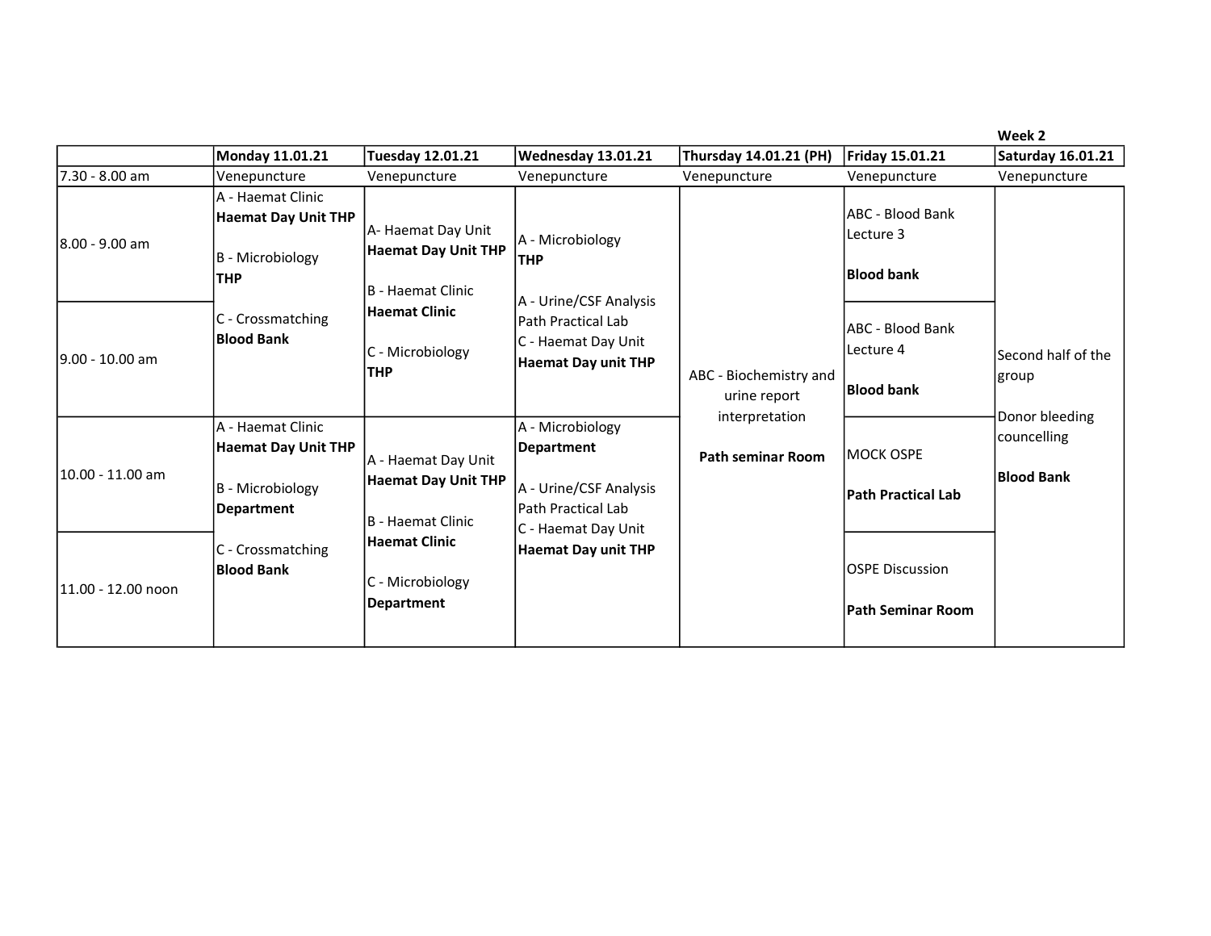**Week 2**

| | Monday 11.01.21 | Tuesday 12.01.21 | Wednesday 13.01.21 | Thursday 14.01.21 (PH) | Friday 15.01.21 | Saturday 16.01.21 |
|---|---|---|---|---|---|---|
| 7.30 - 8.00 am | Venepuncture | Venepuncture | Venepuncture | Venepuncture | Venepuncture | Venepuncture |
| 8.00 - 9.00 am | A - Haemat Clinic **Haemat Day Unit THP** B - Microbiology **THP** C - Crossmatching **Blood Bank** | A- Haemat Day Unit **Haemat Day Unit THP** B - Haemat Clinic **Haemat Clinic** C - Microbiology **THP** | A - Microbiology **THP** A - Urine/CSF Analysis Path Practical Lab C - Haemat Day Unit **Haemat Day unit THP** | ABC - Biochemistry and urine report interpretation **Path seminar Room** | ABC - Blood Bank Lecture 3 **Blood bank** | Second half of the group Donor bleeding councelling **Blood Bank** |
| 9.00 - 10.00 am | | | | | ABC - Blood Bank Lecture 4 **Blood bank** | |
| 10.00 - 11.00 am | A - Haemat Clinic **Haemat Day Unit THP** B - Microbiology **Department** C - Crossmatching **Blood Bank** | A - Haemat Day Unit **Haemat Day Unit THP** B - Haemat Clinic **Haemat Clinic** C - Microbiology **Department** | A - Microbiology **Department** A - Urine/CSF Analysis Path Practical Lab C - Haemat Day Unit **Haemat Day unit THP** | | MOCK OSPE **Path Practical Lab** | |
| 11.00 - 12.00 noon | | | | | OSPE Discussion **Path Seminar Room** | |